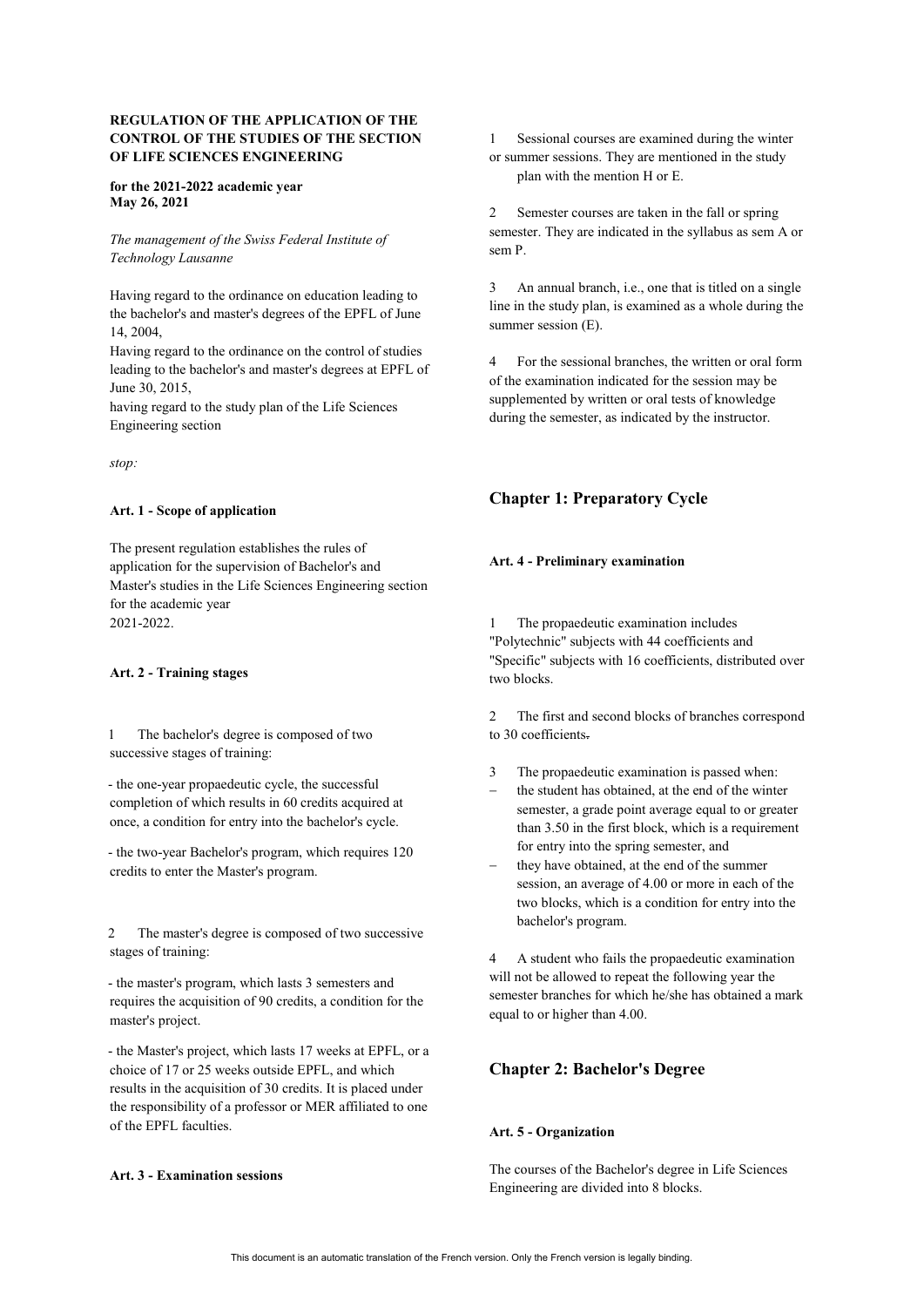**REGULATION OF THE APPLICATION OF THE CONTROL OF THE STUDIES OF THE SECTION OF LIFE SCIENCES ENGINEERING**

**for the 2021-2022 academic year**
**May 26, 2021**

*The management of the Swiss Federal Institute of Technology Lausanne*

Having regard to the ordinance on education leading to the bachelor's and master's degrees of the EPFL of June 14, 2004,

Having regard to the ordinance on the control of studies leading to the bachelor's and master's degrees at EPFL of June 30, 2015,

having regard to the study plan of the Life Sciences Engineering section

*stop:*

**Art. 1 - Scope of application**

The present regulation establishes the rules of application for the supervision of Bachelor's and Master's studies in the Life Sciences Engineering section for the academic year 2021-2022.

**Art. 2 - Training stages**

1 The bachelor's degree is composed of two successive stages of training:

- the one-year propaedeutic cycle, the successful completion of which results in 60 credits acquired at once, a condition for entry into the bachelor's cycle.
- the two-year Bachelor's program, which requires 120 credits to enter the Master's program.

2 The master's degree is composed of two successive stages of training:

- the master's program, which lasts 3 semesters and requires the acquisition of 90 credits, a condition for the master's project.
- the Master's project, which lasts 17 weeks at EPFL, or a choice of 17 or 25 weeks outside EPFL, and which results in the acquisition of 30 credits. It is placed under the responsibility of a professor or MER affiliated to one of the EPFL faculties.

**Art. 3 - Examination sessions**

1 Sessional courses are examined during the winter or summer sessions. They are mentioned in the study plan with the mention H or E.

2 Semester courses are taken in the fall or spring semester. They are indicated in the syllabus as sem A or sem P.

3 An annual branch, i.e., one that is titled on a single line in the study plan, is examined as a whole during the summer session (E).

4 For the sessional branches, the written or oral form of the examination indicated for the session may be supplemented by written or oral tests of knowledge during the semester, as indicated by the instructor.

## Chapter 1: Preparatory Cycle

**Art. 4 - Preliminary examination**

1 The propaedeutic examination includes "Polytechnic" subjects with 44 coefficients and "Specific" subjects with 16 coefficients, distributed over two blocks.

2 The first and second blocks of branches correspond to 30 coefficients.

3 The propaedeutic examination is passed when:

- the student has obtained, at the end of the winter semester, a grade point average equal to or greater than 3.50 in the first block, which is a requirement for entry into the spring semester, and
- they have obtained, at the end of the summer session, an average of 4.00 or more in each of the two blocks, which is a condition for entry into the bachelor's program.

4 A student who fails the propaedeutic examination will not be allowed to repeat the following year the semester branches for which he/she has obtained a mark equal to or higher than 4.00.

## Chapter 2: Bachelor's Degree

**Art. 5 - Organization**

The courses of the Bachelor's degree in Life Sciences Engineering are divided into 8 blocks.

This document is an automatic translation of the French version. Only the French version is legally binding.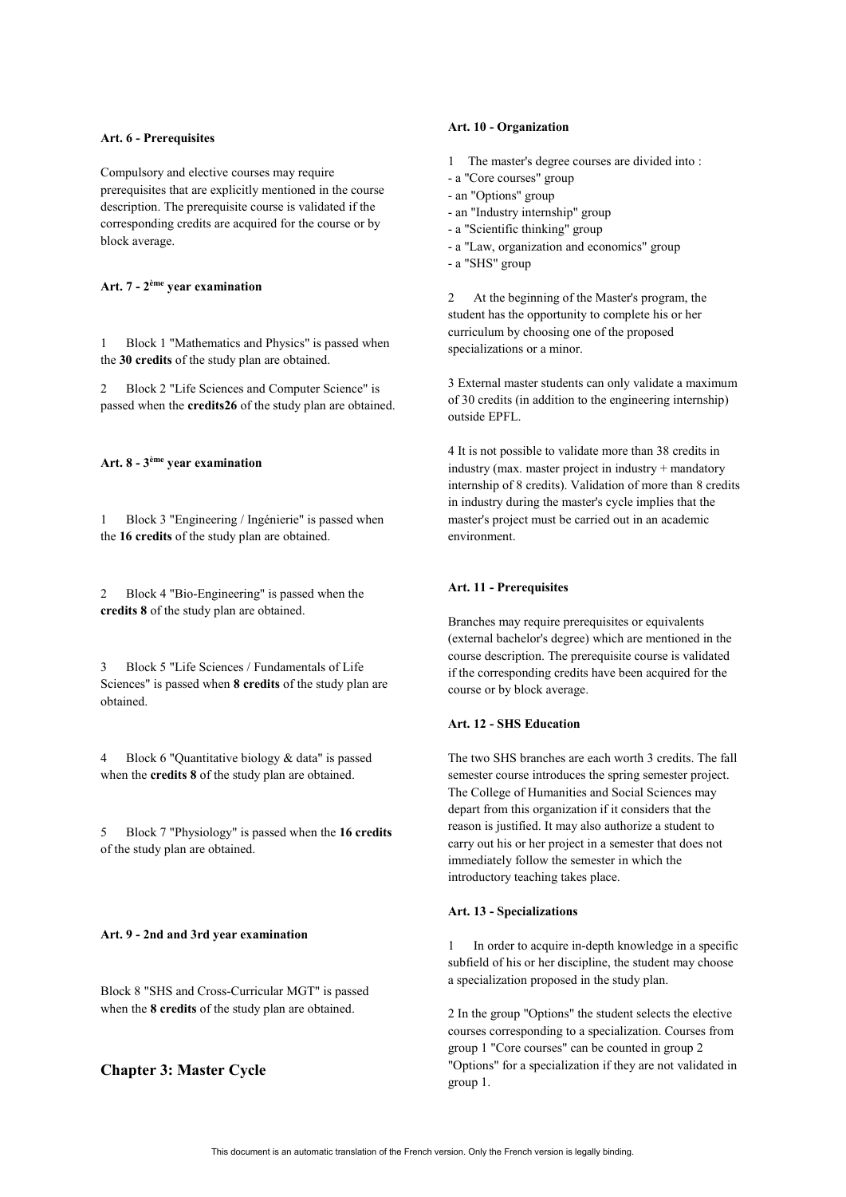#### Art. 6 - Prerequisites

Compulsory and elective courses may require prerequisites that are explicitly mentioned in the course description. The prerequisite course is validated if the corresponding credits are acquired for the course or by block average.

#### Art. 7 - 2ème year examination

1 Block 1 "Mathematics and Physics" is passed when the **30 credits** of the study plan are obtained.

2 Block 2 "Life Sciences and Computer Science" is passed when the **credits26** of the study plan are obtained.

#### Art. 8 - 3ème year examination

1 Block 3 "Engineering / Ingénierie" is passed when the **16 credits** of the study plan are obtained.

2 Block 4 "Bio-Engineering" is passed when the **credits 8** of the study plan are obtained.

3 Block 5 "Life Sciences / Fundamentals of Life Sciences" is passed when **8 credits** of the study plan are obtained.

4 Block 6 "Quantitative biology & data" is passed when the **credits 8** of the study plan are obtained.

5 Block 7 "Physiology" is passed when the **16 credits** of the study plan are obtained.

#### Art. 9 - 2nd and 3rd year examination

Block 8 "SHS and Cross-Curricular MGT" is passed when the **8 credits** of the study plan are obtained.

## Chapter 3: Master Cycle

#### Art. 10 - Organization

1 The master's degree courses are divided into :
- a "Core courses" group
- an "Options" group
- an "Industry internship" group
- a "Scientific thinking" group
- a "Law, organization and economics" group
- a "SHS" group

2 At the beginning of the Master's program, the student has the opportunity to complete his or her curriculum by choosing one of the proposed specializations or a minor.

3 External master students can only validate a maximum of 30 credits (in addition to the engineering internship) outside EPFL.

4 It is not possible to validate more than 38 credits in industry (max. master project in industry + mandatory internship of 8 credits). Validation of more than 8 credits in industry during the master's cycle implies that the master's project must be carried out in an academic environment.

#### Art. 11 - Prerequisites

Branches may require prerequisites or equivalents (external bachelor's degree) which are mentioned in the course description. The prerequisite course is validated if the corresponding credits have been acquired for the course or by block average.

#### Art. 12 - SHS Education

The two SHS branches are each worth 3 credits. The fall semester course introduces the spring semester project. The College of Humanities and Social Sciences may depart from this organization if it considers that the reason is justified. It may also authorize a student to carry out his or her project in a semester that does not immediately follow the semester in which the introductory teaching takes place.

#### Art. 13 - Specializations

1 In order to acquire in-depth knowledge in a specific subfield of his or her discipline, the student may choose a specialization proposed in the study plan.

2 In the group "Options" the student selects the elective courses corresponding to a specialization. Courses from group 1 "Core courses" can be counted in group 2 "Options" for a specialization if they are not validated in group 1.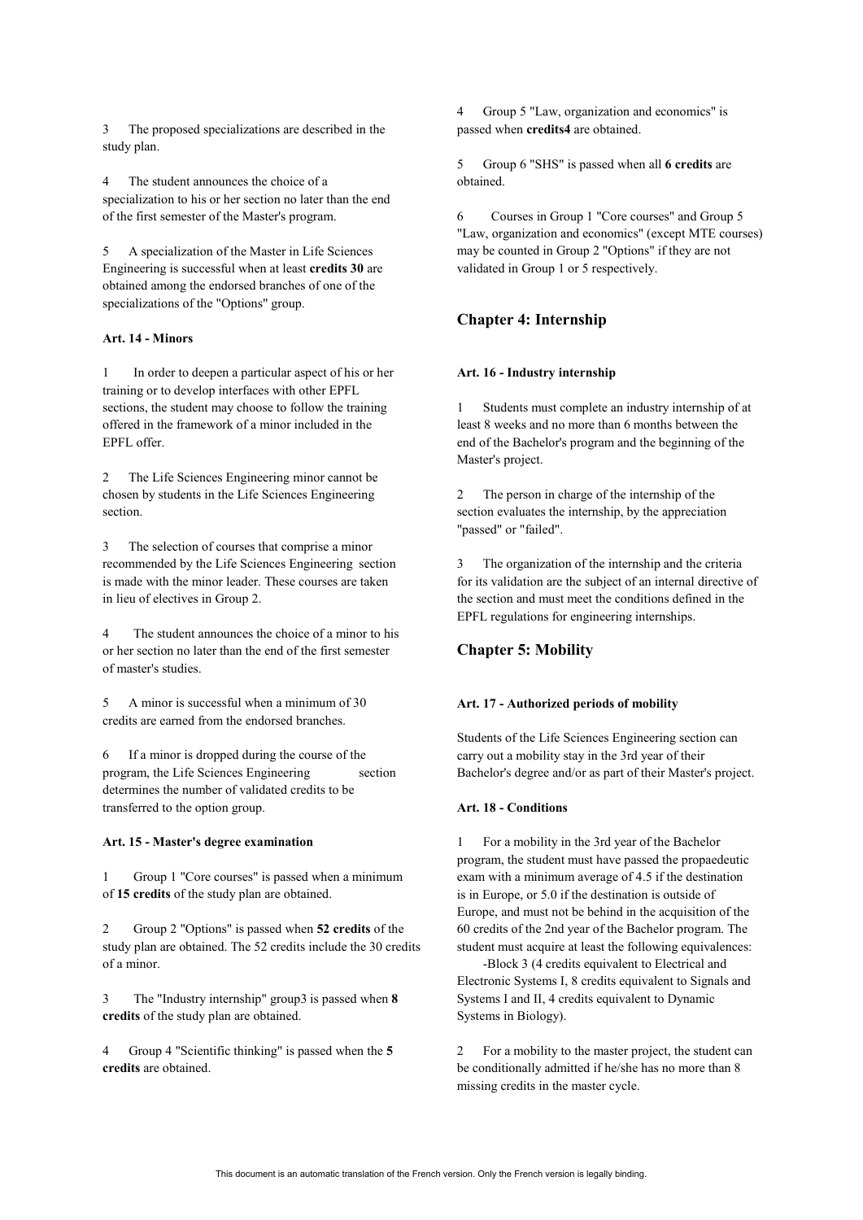3 The proposed specializations are described in the study plan.

4 The student announces the choice of a specialization to his or her section no later than the end of the first semester of the Master's program.

5 A specialization of the Master in Life Sciences Engineering is successful when at least **credits 30** are obtained among the endorsed branches of one of the specializations of the "Options" group.

#### Art. 14 - Minors

1 In order to deepen a particular aspect of his or her training or to develop interfaces with other EPFL sections, the student may choose to follow the training offered in the framework of a minor included in the EPFL offer.

2 The Life Sciences Engineering minor cannot be chosen by students in the Life Sciences Engineering section.

3 The selection of courses that comprise a minor recommended by the Life Sciences Engineering section is made with the minor leader. These courses are taken in lieu of electives in Group 2.

4 The student announces the choice of a minor to his or her section no later than the end of the first semester of master's studies.

5 A minor is successful when a minimum of 30 credits are earned from the endorsed branches.

6 If a minor is dropped during the course of the program, the Life Sciences Engineering section determines the number of validated credits to be transferred to the option group.

#### Art. 15 - Master's degree examination

1 Group 1 "Core courses" is passed when a minimum of **15 credits** of the study plan are obtained.

2 Group 2 "Options" is passed when **52 credits** of the study plan are obtained. The 52 credits include the 30 credits of a minor.

3 The "Industry internship" group3 is passed when **8 credits** of the study plan are obtained.

4 Group 4 "Scientific thinking" is passed when the **5 credits** are obtained.

4 Group 5 "Law, organization and economics" is passed when **credits4** are obtained.

5 Group 6 "SHS" is passed when all **6 credits** are obtained.

6 Courses in Group 1 "Core courses" and Group 5 "Law, organization and economics" (except MTE courses) may be counted in Group 2 "Options" if they are not validated in Group 1 or 5 respectively.

## Chapter 4: Internship

#### Art. 16 - Industry internship

1 Students must complete an industry internship of at least 8 weeks and no more than 6 months between the end of the Bachelor's program and the beginning of the Master's project.

2 The person in charge of the internship of the section evaluates the internship, by the appreciation "passed" or "failed".

3 The organization of the internship and the criteria for its validation are the subject of an internal directive of the section and must meet the conditions defined in the EPFL regulations for engineering internships.

## Chapter 5: Mobility

#### Art. 17 - Authorized periods of mobility

Students of the Life Sciences Engineering section can carry out a mobility stay in the 3rd year of their Bachelor's degree and/or as part of their Master's project.

#### Art. 18 - Conditions

1 For a mobility in the 3rd year of the Bachelor program, the student must have passed the propaedeutic exam with a minimum average of 4.5 if the destination is in Europe, or 5.0 if the destination is outside of Europe, and must not be behind in the acquisition of the 60 credits of the 2nd year of the Bachelor program. The student must acquire at least the following equivalences:

-Block 3 (4 credits equivalent to Electrical and Electronic Systems I, 8 credits equivalent to Signals and Systems I and II, 4 credits equivalent to Dynamic Systems in Biology).

2 For a mobility to the master project, the student can be conditionally admitted if he/she has no more than 8 missing credits in the master cycle.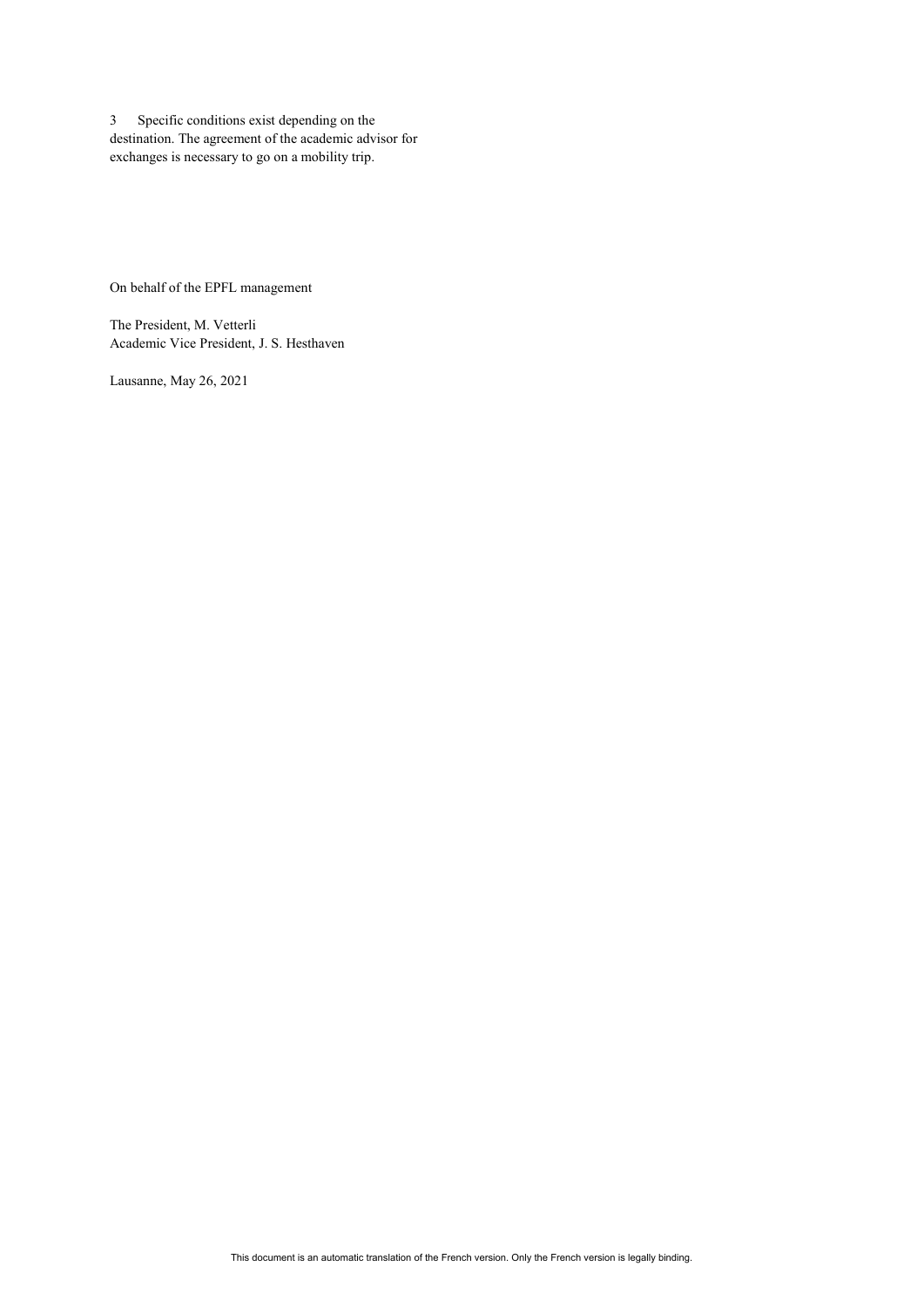3 Specific conditions exist depending on the destination. The agreement of the academic advisor for exchanges is necessary to go on a mobility trip.

On behalf of the EPFL management

The President, M. Vetterli
Academic Vice President, J. S. Hesthaven

Lausanne, May 26, 2021

This document is an automatic translation of the French version. Only the French version is legally binding.